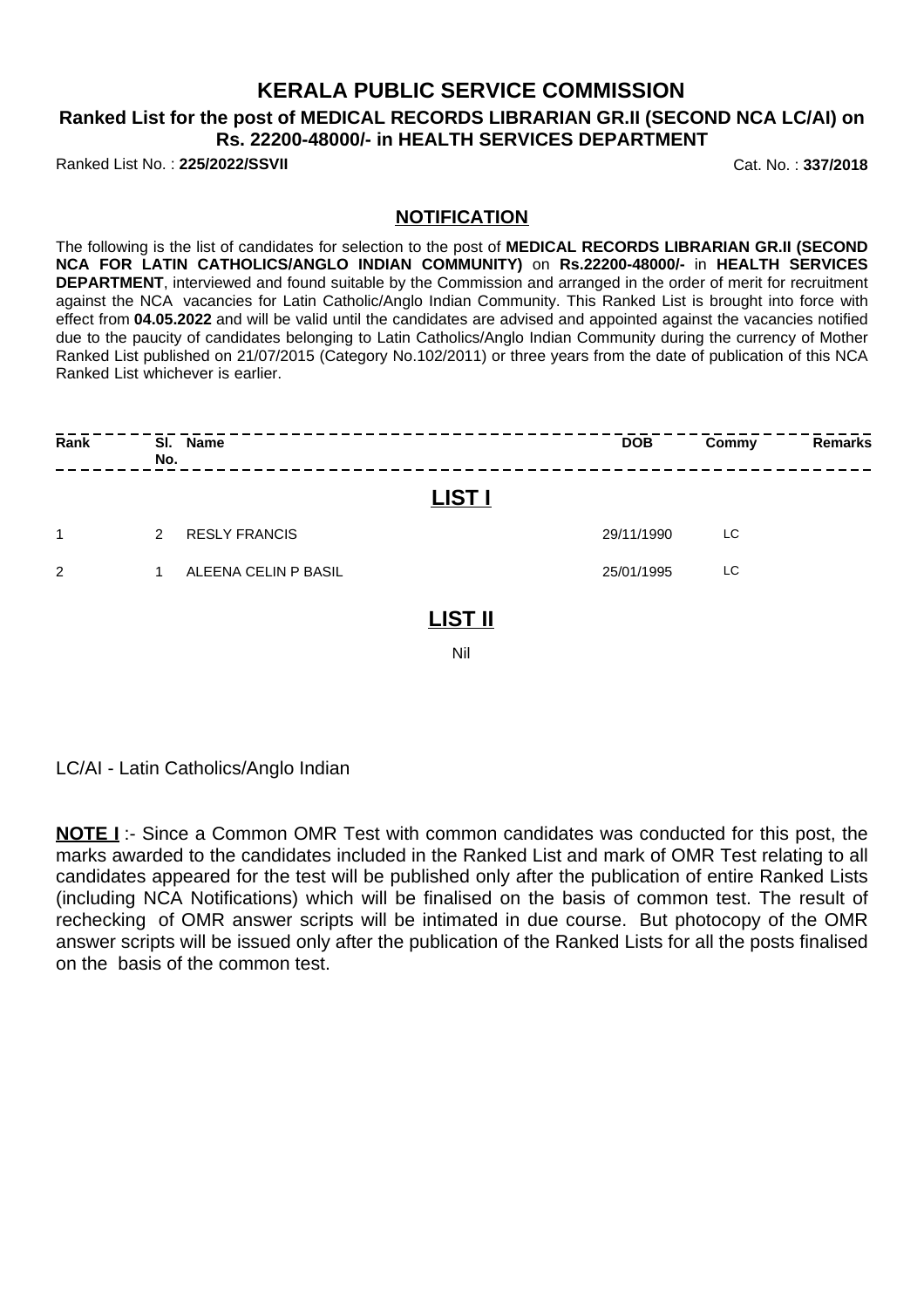# KERALA PUBLIC SERVICE COMMISSION

## Ranked List for the post of MEDICAL RECORDS LIBRARIAN GR.II (SECOND NCA LC/AI) on Rs. 22200-48000/- in HEALTH SERVICES DEPARTMENT

Ranked List No. : **225/2022/SSVII** Cat. No. : **337/2018**

### NOTIFICATION

The following is the list of candidates for selection to the post of **MEDICAL RECORDS LIBRARIAN GR.II (SECOND NCA FOR LATIN CATHOLICS/ANGLO INDIAN COMMUNITY)** on **Rs.22200-48000/-** in **HEALTH SERVICES DEPARTMENT**, interviewed and found suitable by the Commission and arranged in the order of merit for recruitment against the NCA vacancies for Latin Catholic/Anglo Indian Community. This Ranked List is brought into force with effect from **04.05.2022** and will be valid until the candidates are advised and appointed against the vacancies notified due to the paucity of candidates belonging to Latin Catholics/Anglo Indian Community during the currency of Mother Ranked List published on 21/07/2015 (Category No.102/2011) or three years from the date of publication of this NCA Ranked List whichever is earlier.

### LIST I

| Rank | Sl. No. | Name | DOB | Commy | Remarks |
|---|---|---|---|---|---|
| 1 | 2 | RESLY FRANCIS | 29/11/1990 | LC | |
| 2 | 1 | ALEENA CELIN P BASIL | 25/01/1995 | LC | |

### LIST II

Nil

LC/AI - Latin Catholics/Anglo Indian

**NOTE I** :- Since a Common OMR Test with common candidates was conducted for this post, the marks awarded to the candidates included in the Ranked List and mark of OMR Test relating to all candidates appeared for the test will be published only after the publication of entire Ranked Lists (including NCA Notifications) which will be finalised on the basis of common test. The result of rechecking of OMR answer scripts will be intimated in due course. But photocopy of the OMR answer scripts will be issued only after the publication of the Ranked Lists for all the posts finalised on the basis of the common test.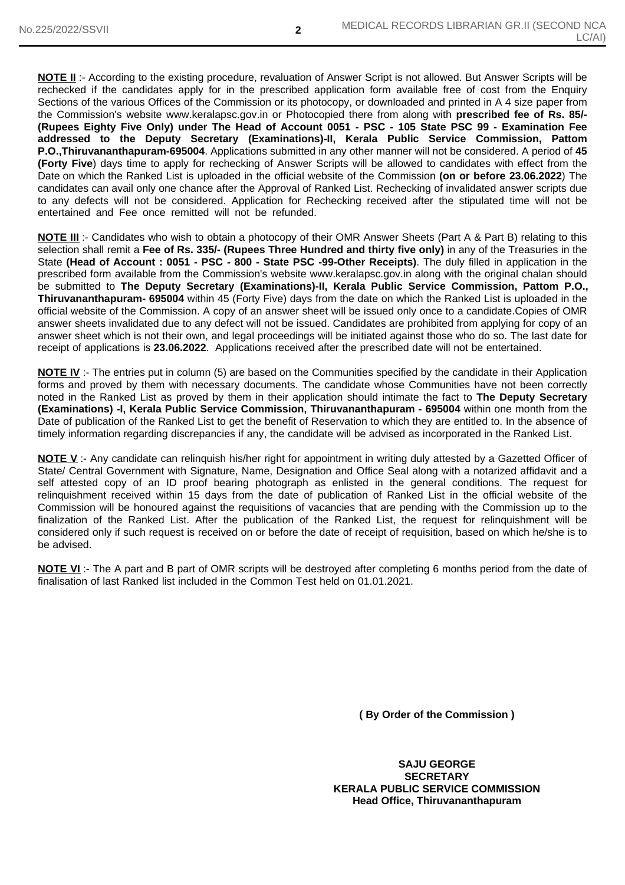**NOTE II** :- According to the existing procedure, revaluation of Answer Script is not allowed. But Answer Scripts will be rechecked if the candidates apply for in the prescribed application form available free of cost from the Enquiry Sections of the various Offices of the Commission or its photocopy, or downloaded and printed in A 4 size paper from the Commission's website www.keralapsc.gov.in or Photocopied there from along with **prescribed fee of Rs. 85/- (Rupees Eighty Five Only) under The Head of Account 0051 - PSC - 105 State PSC 99 - Examination Fee addressed to the Deputy Secretary (Examinations)-II, Kerala Public Service Commission, Pattom P.O.,Thiruvananthapuram-695004**. Applications submitted in any other manner will not be considered. A period of **45 (Forty Five**) days time to apply for rechecking of Answer Scripts will be allowed to candidates with effect from the Date on which the Ranked List is uploaded in the official website of the Commission **(on or before 23.06.2022**) The candidates can avail only one chance after the Approval of Ranked List. Rechecking of invalidated answer scripts due to any defects will not be considered. Application for Rechecking received after the stipulated time will not be entertained and Fee once remitted will not be refunded.

**NOTE III** :- Candidates who wish to obtain a photocopy of their OMR Answer Sheets (Part A & Part B) relating to this selection shall remit a **Fee of Rs. 335/- (Rupees Three Hundred and thirty five only)** in any of the Treasuries in the State **(Head of Account : 0051 - PSC - 800 - State PSC -99-Other Receipts)**. The duly filled in application in the prescribed form available from the Commission's website www.keralapsc.gov.in along with the original chalan should be submitted to **The Deputy Secretary (Examinations)-II, Kerala Public Service Commission, Pattom P.O., Thiruvananthapuram- 695004** within 45 (Forty Five) days from the date on which the Ranked List is uploaded in the official website of the Commission. A copy of an answer sheet will be issued only once to a candidate.Copies of OMR answer sheets invalidated due to any defect will not be issued. Candidates are prohibited from applying for copy of an answer sheet which is not their own, and legal proceedings will be initiated against those who do so. The last date for receipt of applications is **23.06.2022**. Applications received after the prescribed date will not be entertained.

**NOTE IV** :- The entries put in column (5) are based on the Communities specified by the candidate in their Application forms and proved by them with necessary documents. The candidate whose Communities have not been correctly noted in the Ranked List as proved by them in their application should intimate the fact to **The Deputy Secretary (Examinations) -I, Kerala Public Service Commission, Thiruvananthapuram - 695004** within one month from the Date of publication of the Ranked List to get the benefit of Reservation to which they are entitled to. In the absence of timely information regarding discrepancies if any, the candidate will be advised as incorporated in the Ranked List.

**NOTE V** :- Any candidate can relinquish his/her right for appointment in writing duly attested by a Gazetted Officer of State/ Central Government with Signature, Name, Designation and Office Seal along with a notarized affidavit and a self attested copy of an ID proof bearing photograph as enlisted in the general conditions. The request for relinquishment received within 15 days from the date of publication of Ranked List in the official website of the Commission will be honoured against the requisitions of vacancies that are pending with the Commission up to the finalization of the Ranked List. After the publication of the Ranked List, the request for relinquishment will be considered only if such request is received on or before the date of receipt of requisition, based on which he/she is to be advised.

**NOTE VI** :- The A part and B part of OMR scripts will be destroyed after completing 6 months period from the date of finalisation of last Ranked list included in the Common Test held on 01.01.2021.

**( By Order of the Commission )**

**SAJU GEORGE**
**SECRETARY**
**KERALA PUBLIC SERVICE COMMISSION**
**Head Office, Thiruvananthapuram**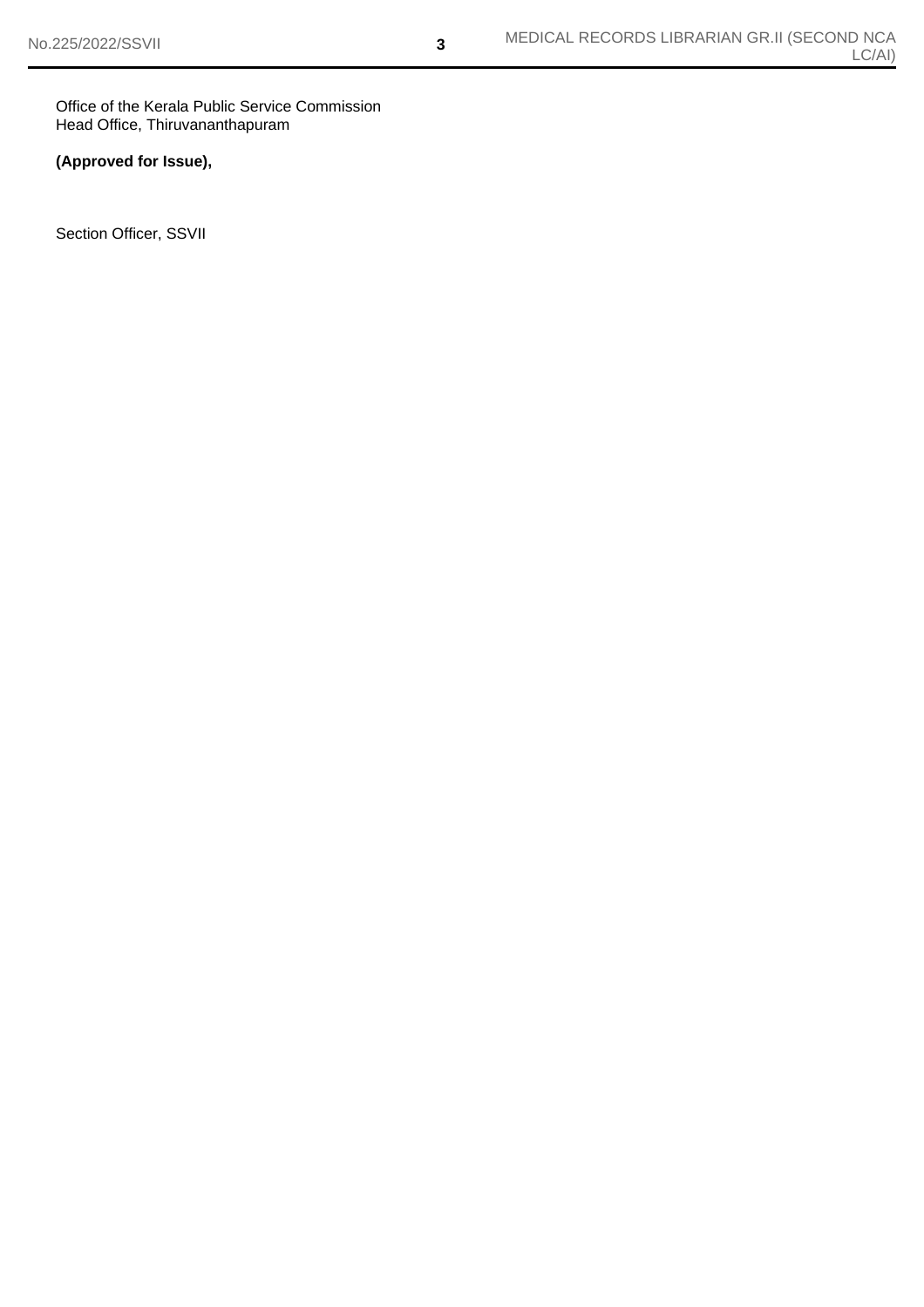Office of the Kerala Public Service Commission
Head Office, Thiruvananthapuram

**(Approved for Issue),**

Section Officer, SSVII